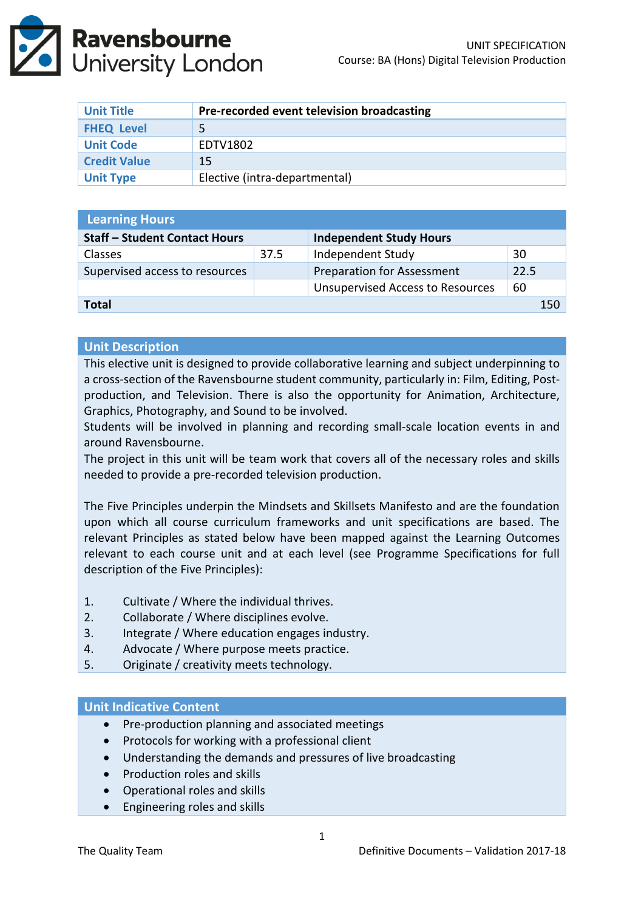UNIT SPECIFICATION
Course: BA (Hons) Digital Television Production

| Unit Title | Pre-recorded event television broadcasting |
|---|---|
| FHEQ Level | 5 |
| Unit Code | EDTV1802 |
| Credit Value | 15 |
| Unit Type | Elective (intra-departmental) |

| Learning Hours | | | |
|---|---|---|---|
| **Staff – Student Contact Hours** | | **Independent Study Hours** | |
| Classes | 37.5 | Independent Study | 30 |
| Supervised access to resources | | Preparation for Assessment | 22.5 |
| | | Unsupervised Access to Resources | 60 |
| **Total** | | | 150 |

## Unit Description

This elective unit is designed to provide collaborative learning and subject underpinning to a cross-section of the Ravensbourne student community, particularly in: Film, Editing, Post-production, and Television. There is also the opportunity for Animation, Architecture, Graphics, Photography, and Sound to be involved.
Students will be involved in planning and recording small-scale location events in and around Ravensbourne.
The project in this unit will be team work that covers all of the necessary roles and skills needed to provide a pre-recorded television production.

The Five Principles underpin the Mindsets and Skillsets Manifesto and are the foundation upon which all course curriculum frameworks and unit specifications are based. The relevant Principles as stated below have been mapped against the Learning Outcomes relevant to each course unit and at each level (see Programme Specifications for full description of the Five Principles):

1. Cultivate / Where the individual thrives.
2. Collaborate / Where disciplines evolve.
3. Integrate / Where education engages industry.
4. Advocate / Where purpose meets practice.
5. Originate / creativity meets technology.

## Unit Indicative Content

- Pre-production planning and associated meetings
- Protocols for working with a professional client
- Understanding the demands and pressures of live broadcasting
- Production roles and skills
- Operational roles and skills
- Engineering roles and skills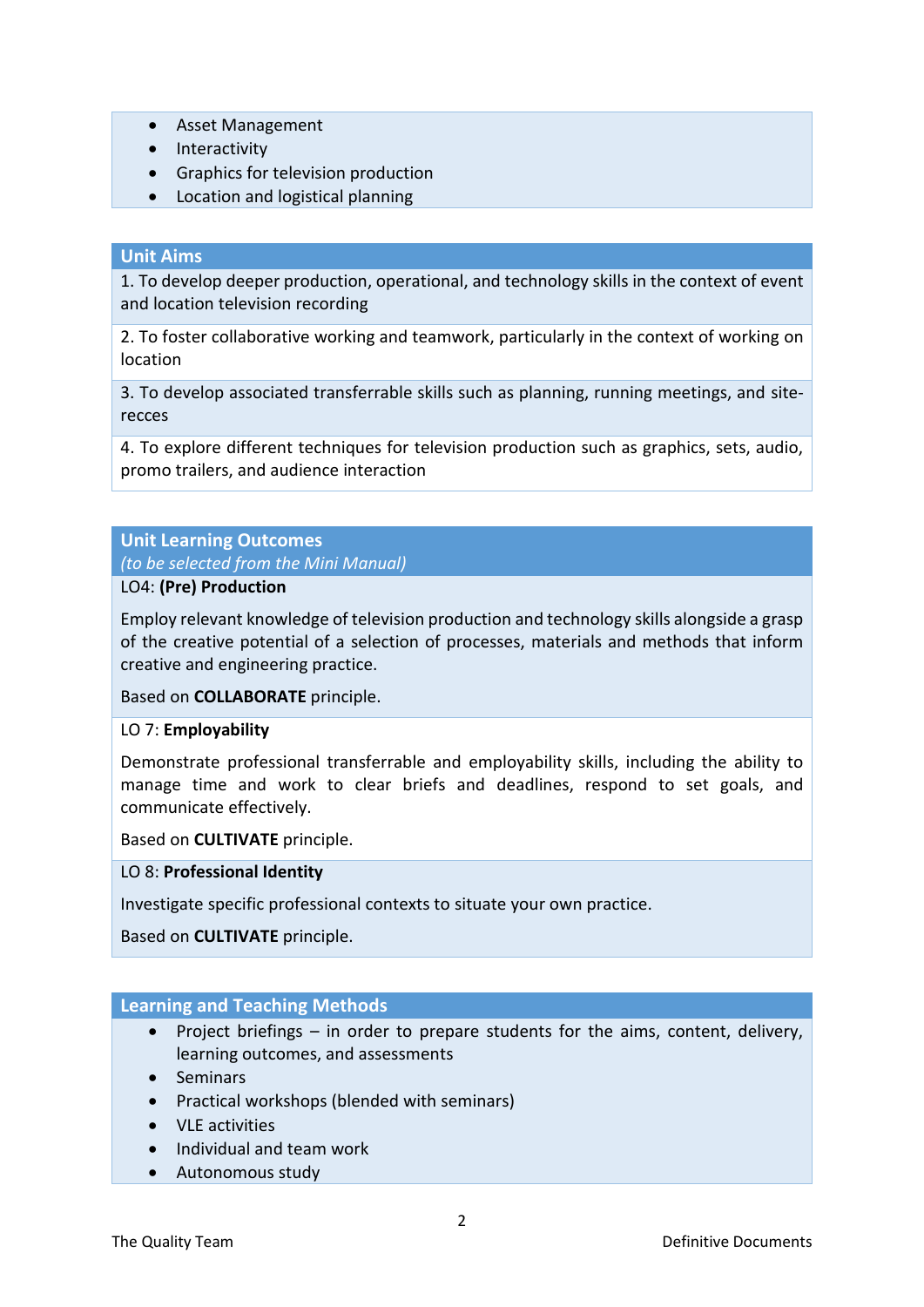- Asset Management
- Interactivity
- Graphics for television production
- Location and logistical planning

## Unit Aims

1. To develop deeper production, operational, and technology skills in the context of event and location television recording

2. To foster collaborative working and teamwork, particularly in the context of working on location

3. To develop associated transferrable skills such as planning, running meetings, and site-recces

4. To explore different techniques for television production such as graphics, sets, audio, promo trailers, and audience interaction

## Unit Learning Outcomes

*(to be selected from the Mini Manual)*

LO4: **(Pre) Production**

Employ relevant knowledge of television production and technology skills alongside a grasp of the creative potential of a selection of processes, materials and methods that inform creative and engineering practice.

Based on **COLLABORATE** principle.

LO 7: **Employability**

Demonstrate professional transferrable and employability skills, including the ability to manage time and work to clear briefs and deadlines, respond to set goals, and communicate effectively.

Based on **CULTIVATE** principle.

LO 8: **Professional Identity**

Investigate specific professional contexts to situate your own practice.

Based on **CULTIVATE** principle.

## Learning and Teaching Methods

- Project briefings – in order to prepare students for the aims, content, delivery, learning outcomes, and assessments
- Seminars
- Practical workshops (blended with seminars)
- VLE activities
- Individual and team work
- Autonomous study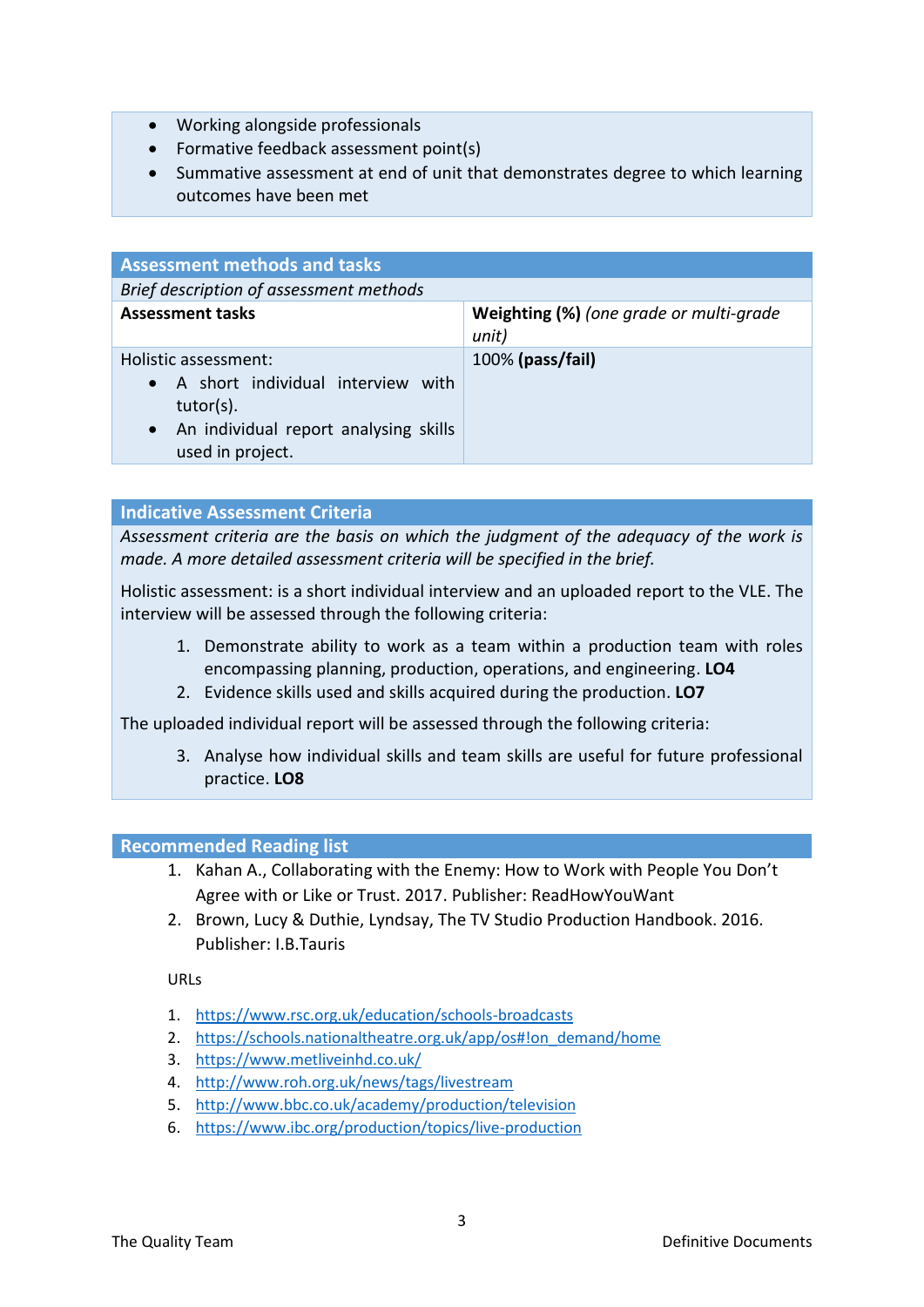- Working alongside professionals
- Formative feedback assessment point(s)
- Summative assessment at end of unit that demonstrates degree to which learning outcomes have been met

## Assessment methods and tasks

*Brief description of assessment methods*

| Assessment tasks | Weighting (%) *(one grade or multi-grade unit)* |
|---|---|
| Holistic assessment:<br>• A short individual interview with tutor(s).<br>• An individual report analysing skills used in project. | 100% **(pass/fail)** |

## Indicative Assessment Criteria

*Assessment criteria are the basis on which the judgment of the adequacy of the work is made. A more detailed assessment criteria will be specified in the brief.*

Holistic assessment: is a short individual interview and an uploaded report to the VLE. The interview will be assessed through the following criteria:

1. Demonstrate ability to work as a team within a production team with roles encompassing planning, production, operations, and engineering. **LO4**
2. Evidence skills used and skills acquired during the production. **LO7**

The uploaded individual report will be assessed through the following criteria:

3. Analyse how individual skills and team skills are useful for future professional practice. **LO8**

## Recommended Reading list

1. Kahan A., Collaborating with the Enemy: How to Work with People You Don't Agree with or Like or Trust. 2017. Publisher: ReadHowYouWant
2. Brown, Lucy & Duthie, Lyndsay, The TV Studio Production Handbook. 2016. Publisher: I.B.Tauris

URLs

1. https://www.rsc.org.uk/education/schools-broadcasts
2. https://schools.nationaltheatre.org.uk/app/os#!on_demand/home
3. https://www.metliveinhd.co.uk/
4. http://www.roh.org.uk/news/tags/livestream
5. http://www.bbc.co.uk/academy/production/television
6. https://www.ibc.org/production/topics/live-production